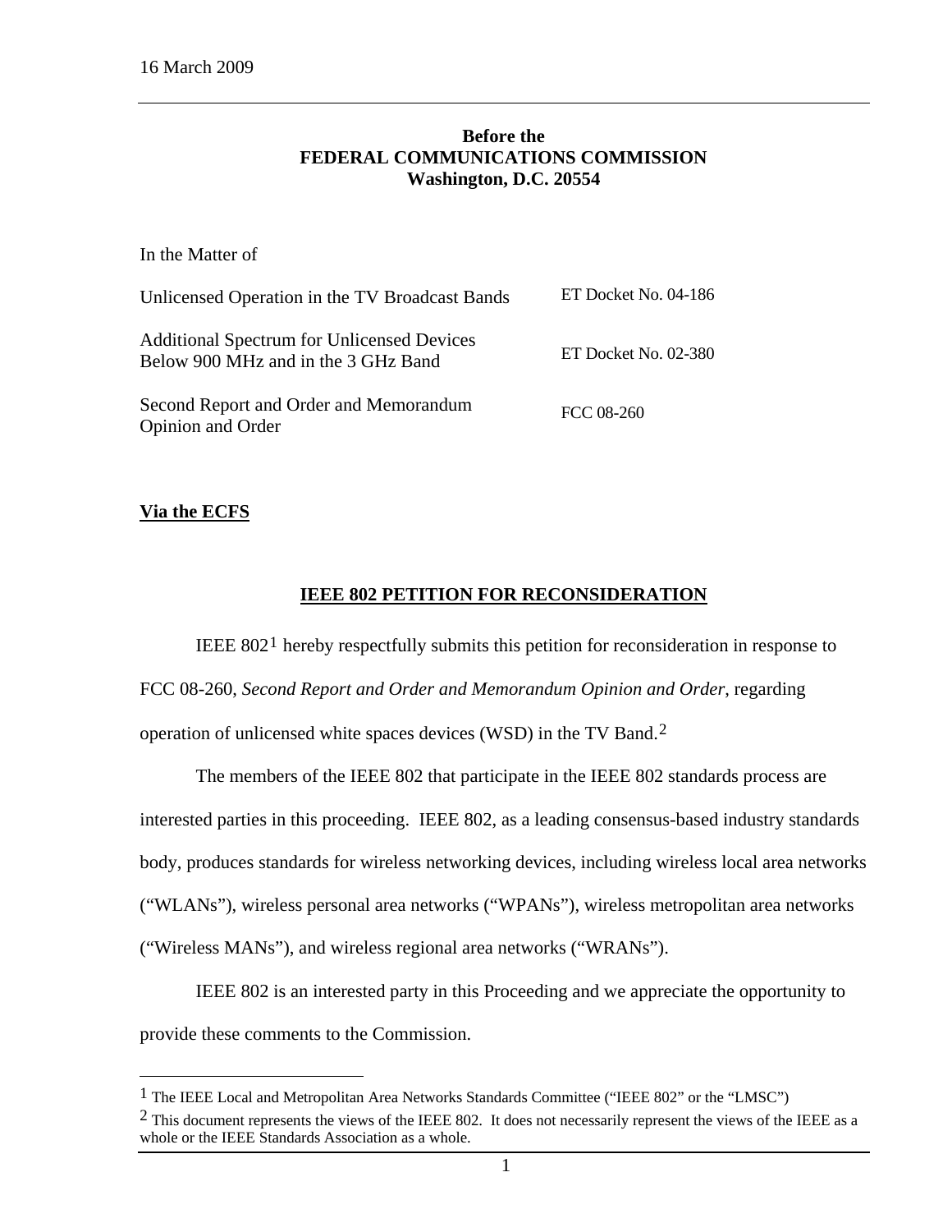16 March 2009

**Before the**
**FEDERAL COMMUNICATIONS COMMISSION**
**Washington, D.C. 20554**

In the Matter of

| | |
|---|---|
| Unlicensed Operation in the TV Broadcast Bands | ET Docket No. 04-186 |
| Additional Spectrum for Unlicensed Devices Below 900 MHz and in the 3 GHz Band | ET Docket No. 02-380 |
| Second Report and Order and Memorandum Opinion and Order | FCC 08-260 |

**Via the ECFS**

## IEEE 802 PETITION FOR RECONSIDERATION

IEEE 802[1] hereby respectfully submits this petition for reconsideration in response to FCC 08-260, *Second Report and Order and Memorandum Opinion and Order*, regarding operation of unlicensed white spaces devices (WSD) in the TV Band.[2]

The members of the IEEE 802 that participate in the IEEE 802 standards process are interested parties in this proceeding. IEEE 802, as a leading consensus-based industry standards body, produces standards for wireless networking devices, including wireless local area networks ("WLANs"), wireless personal area networks ("WPANs"), wireless metropolitan area networks ("Wireless MANs"), and wireless regional area networks ("WRANs").

IEEE 802 is an interested party in this Proceeding and we appreciate the opportunity to provide these comments to the Commission.

---

[1] The IEEE Local and Metropolitan Area Networks Standards Committee ("IEEE 802" or the "LMSC")

[2] This document represents the views of the IEEE 802. It does not necessarily represent the views of the IEEE as a whole or the IEEE Standards Association as a whole.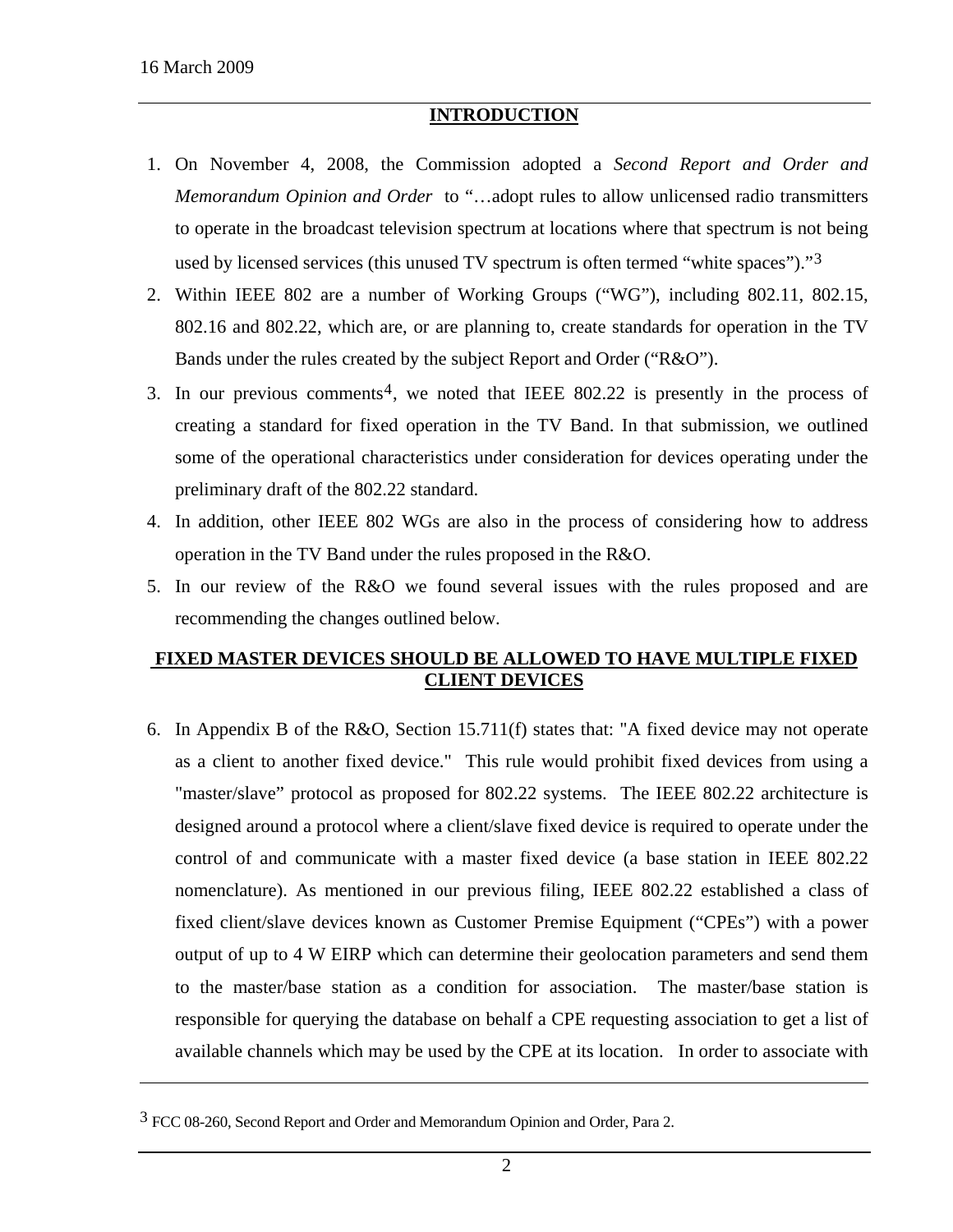16 March 2009

## INTRODUCTION

1. On November 4, 2008, the Commission adopted a *Second Report and Order and Memorandum Opinion and Order* to "…adopt rules to allow unlicensed radio transmitters to operate in the broadcast television spectrum at locations where that spectrum is not being used by licensed services (this unused TV spectrum is often termed "white spaces")."[3]
2. Within IEEE 802 are a number of Working Groups ("WG"), including 802.11, 802.15, 802.16 and 802.22, which are, or are planning to, create standards for operation in the TV Bands under the rules created by the subject Report and Order ("R&O").
3. In our previous comments[4], we noted that IEEE 802.22 is presently in the process of creating a standard for fixed operation in the TV Band. In that submission, we outlined some of the operational characteristics under consideration for devices operating under the preliminary draft of the 802.22 standard.
4. In addition, other IEEE 802 WGs are also in the process of considering how to address operation in the TV Band under the rules proposed in the R&O.
5. In our review of the R&O we found several issues with the rules proposed and are recommending the changes outlined below.

## FIXED MASTER DEVICES SHOULD BE ALLOWED TO HAVE MULTIPLE FIXED CLIENT DEVICES

6. In Appendix B of the R&O, Section 15.711(f) states that: "A fixed device may not operate as a client to another fixed device." This rule would prohibit fixed devices from using a "master/slave" protocol as proposed for 802.22 systems. The IEEE 802.22 architecture is designed around a protocol where a client/slave fixed device is required to operate under the control of and communicate with a master fixed device (a base station in IEEE 802.22 nomenclature). As mentioned in our previous filing, IEEE 802.22 established a class of fixed client/slave devices known as Customer Premise Equipment ("CPEs") with a power output of up to 4 W EIRP which can determine their geolocation parameters and send them to the master/base station as a condition for association. The master/base station is responsible for querying the database on behalf a CPE requesting association to get a list of available channels which may be used by the CPE at its location. In order to associate with

---

[3] FCC 08-260, Second Report and Order and Memorandum Opinion and Order, Para 2.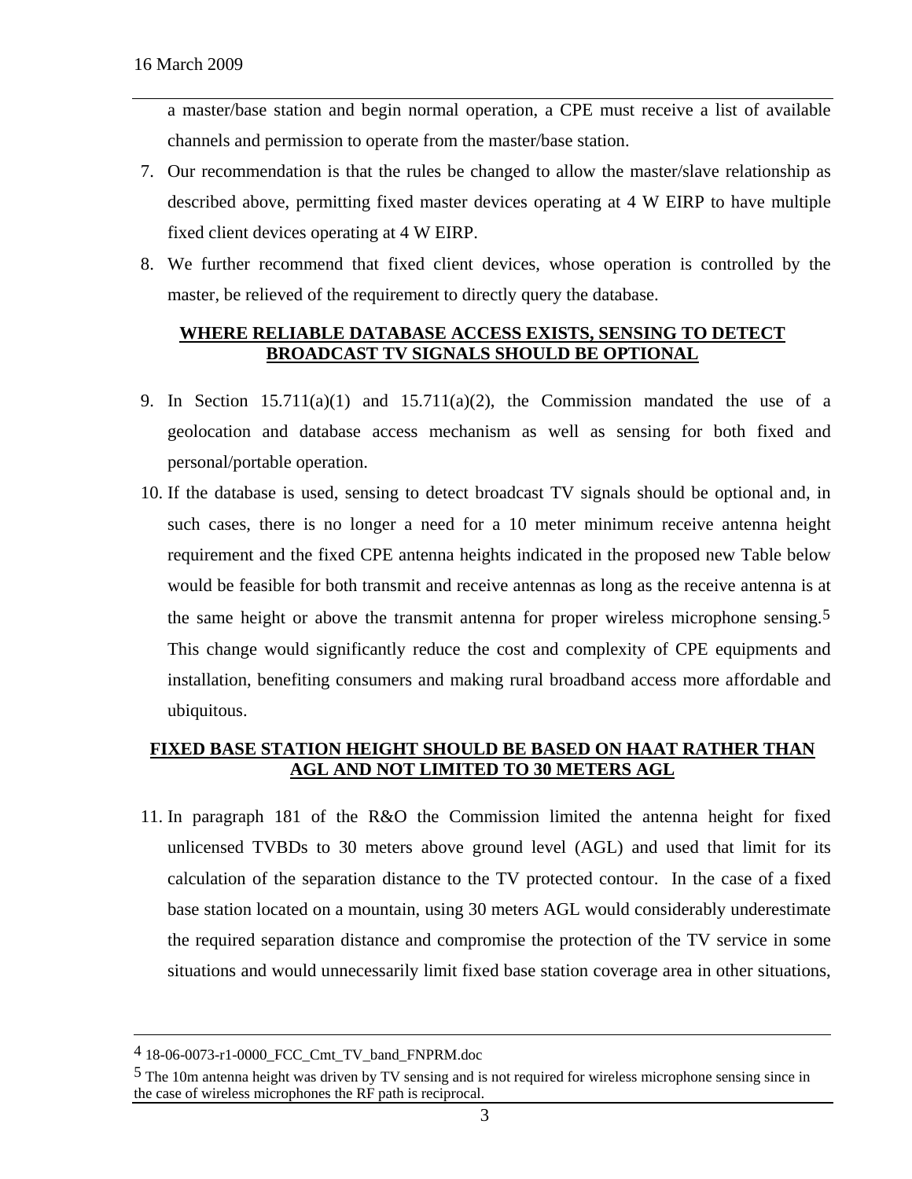a master/base station and begin normal operation, a CPE must receive a list of available channels and permission to operate from the master/base station.

7. Our recommendation is that the rules be changed to allow the master/slave relationship as described above, permitting fixed master devices operating at 4 W EIRP to have multiple fixed client devices operating at 4 W EIRP.
8. We further recommend that fixed client devices, whose operation is controlled by the master, be relieved of the requirement to directly query the database.

## WHERE RELIABLE DATABASE ACCESS EXISTS, SENSING TO DETECT BROADCAST TV SIGNALS SHOULD BE OPTIONAL

9. In Section 15.711(a)(1) and 15.711(a)(2), the Commission mandated the use of a geolocation and database access mechanism as well as sensing for both fixed and personal/portable operation.
10. If the database is used, sensing to detect broadcast TV signals should be optional and, in such cases, there is no longer a need for a 10 meter minimum receive antenna height requirement and the fixed CPE antenna heights indicated in the proposed new Table below would be feasible for both transmit and receive antennas as long as the receive antenna is at the same height or above the transmit antenna for proper wireless microphone sensing.[5] This change would significantly reduce the cost and complexity of CPE equipments and installation, benefiting consumers and making rural broadband access more affordable and ubiquitous.

## FIXED BASE STATION HEIGHT SHOULD BE BASED ON HAAT RATHER THAN AGL AND NOT LIMITED TO 30 METERS AGL

11. In paragraph 181 of the R&O the Commission limited the antenna height for fixed unlicensed TVBDs to 30 meters above ground level (AGL) and used that limit for its calculation of the separation distance to the TV protected contour. In the case of a fixed base station located on a mountain, using 30 meters AGL would considerably underestimate the required separation distance and compromise the protection of the TV service in some situations and would unnecessarily limit fixed base station coverage area in other situations,

---

[4] 18-06-0073-r1-0000_FCC_Cmt_TV_band_FNPRM.doc

[5] The 10m antenna height was driven by TV sensing and is not required for wireless microphone sensing since in the case of wireless microphones the RF path is reciprocal.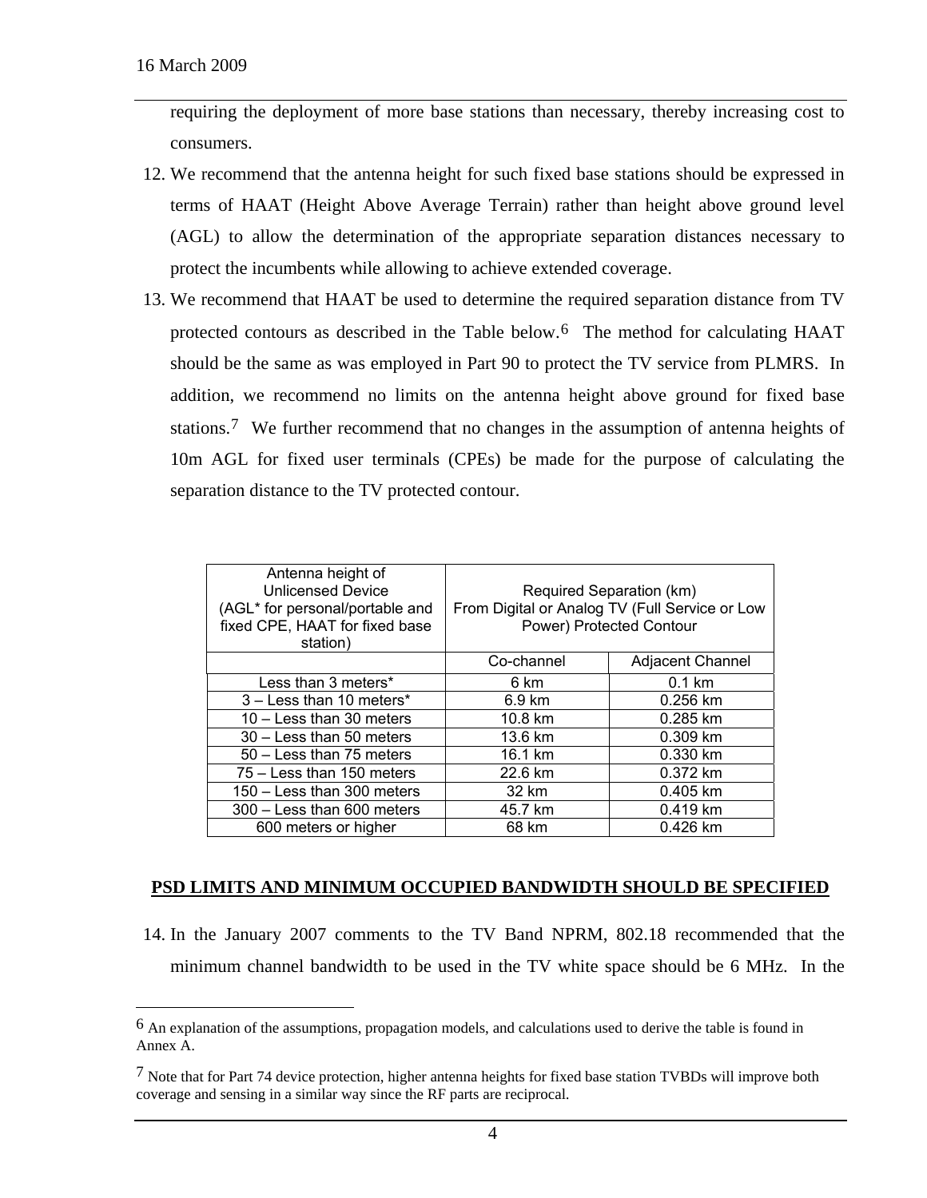requiring the deployment of more base stations than necessary, thereby increasing cost to consumers.

12. We recommend that the antenna height for such fixed base stations should be expressed in terms of HAAT (Height Above Average Terrain) rather than height above ground level (AGL) to allow the determination of the appropriate separation distances necessary to protect the incumbents while allowing to achieve extended coverage.

13. We recommend that HAAT be used to determine the required separation distance from TV protected contours as described in the Table below.[6] The method for calculating HAAT should be the same as was employed in Part 90 to protect the TV service from PLMRS. In addition, we recommend no limits on the antenna height above ground for fixed base stations.[7] We further recommend that no changes in the assumption of antenna heights of 10m AGL for fixed user terminals (CPEs) be made for the purpose of calculating the separation distance to the TV protected contour.

| Antenna height of Unlicensed Device (AGL* for personal/portable and fixed CPE, HAAT for fixed base station) | Required Separation (km) From Digital or Analog TV (Full Service or Low Power) Protected Contour | |
|---|---|---|
| | Co-channel | Adjacent Channel |
| Less than 3 meters* | 6 km | 0.1 km |
| 3 – Less than 10 meters* | 6.9 km | 0.256 km |
| 10 – Less than 30 meters | 10.8 km | 0.285 km |
| 30 – Less than 50 meters | 13.6 km | 0.309 km |
| 50 – Less than 75 meters | 16.1 km | 0.330 km |
| 75 – Less than 150 meters | 22.6 km | 0.372 km |
| 150 – Less than 300 meters | 32 km | 0.405 km |
| 300 – Less than 600 meters | 45.7 km | 0.419 km |
| 600 meters or higher | 68 km | 0.426 km |

## PSD LIMITS AND MINIMUM OCCUPIED BANDWIDTH SHOULD BE SPECIFIED

14. In the January 2007 comments to the TV Band NPRM, 802.18 recommended that the minimum channel bandwidth to be used in the TV white space should be 6 MHz. In the

---

[6] An explanation of the assumptions, propagation models, and calculations used to derive the table is found in Annex A.

[7] Note that for Part 74 device protection, higher antenna heights for fixed base station TVBDs will improve both coverage and sensing in a similar way since the RF parts are reciprocal.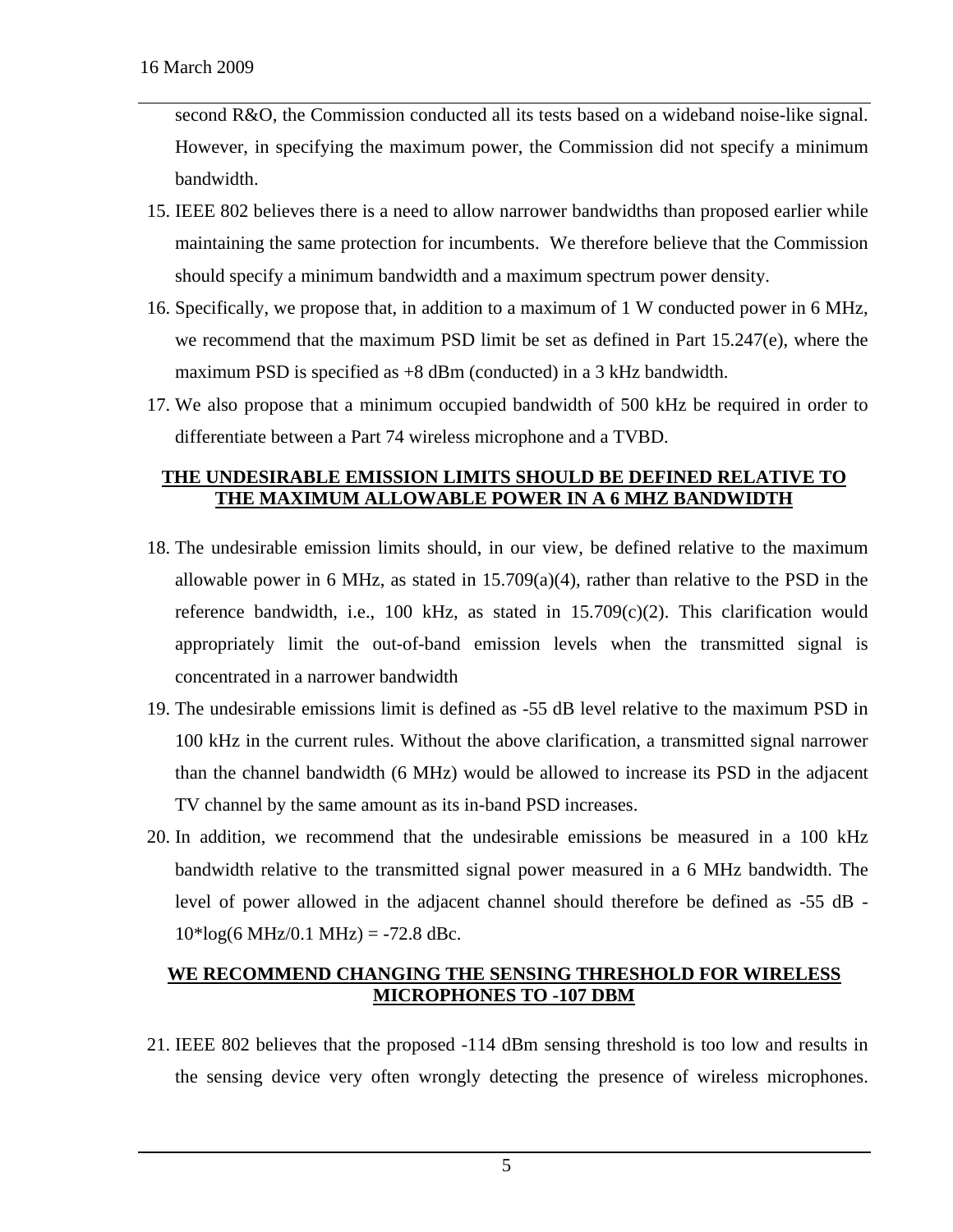second R&O, the Commission conducted all its tests based on a wideband noise-like signal. However, in specifying the maximum power, the Commission did not specify a minimum bandwidth.

15. IEEE 802 believes there is a need to allow narrower bandwidths than proposed earlier while maintaining the same protection for incumbents. We therefore believe that the Commission should specify a minimum bandwidth and a maximum spectrum power density.

16. Specifically, we propose that, in addition to a maximum of 1 W conducted power in 6 MHz, we recommend that the maximum PSD limit be set as defined in Part 15.247(e), where the maximum PSD is specified as +8 dBm (conducted) in a 3 kHz bandwidth.

17. We also propose that a minimum occupied bandwidth of 500 kHz be required in order to differentiate between a Part 74 wireless microphone and a TVBD.

## THE UNDESIRABLE EMISSION LIMITS SHOULD BE DEFINED RELATIVE TO THE MAXIMUM ALLOWABLE POWER IN A 6 MHZ BANDWIDTH

18. The undesirable emission limits should, in our view, be defined relative to the maximum allowable power in 6 MHz, as stated in 15.709(a)(4), rather than relative to the PSD in the reference bandwidth, i.e., 100 kHz, as stated in 15.709(c)(2). This clarification would appropriately limit the out-of-band emission levels when the transmitted signal is concentrated in a narrower bandwidth

19. The undesirable emissions limit is defined as -55 dB level relative to the maximum PSD in 100 kHz in the current rules. Without the above clarification, a transmitted signal narrower than the channel bandwidth (6 MHz) would be allowed to increase its PSD in the adjacent TV channel by the same amount as its in-band PSD increases.

20. In addition, we recommend that the undesirable emissions be measured in a 100 kHz bandwidth relative to the transmitted signal power measured in a 6 MHz bandwidth. The level of power allowed in the adjacent channel should therefore be defined as $-55\text{ dB} - 10\log(6\text{ MHz}/0.1\text{ MHz}) = -72.8\text{ dBc}$.

## WE RECOMMEND CHANGING THE SENSING THRESHOLD FOR WIRELESS MICROPHONES TO -107 DBM

21. IEEE 802 believes that the proposed -114 dBm sensing threshold is too low and results in the sensing device very often wrongly detecting the presence of wireless microphones.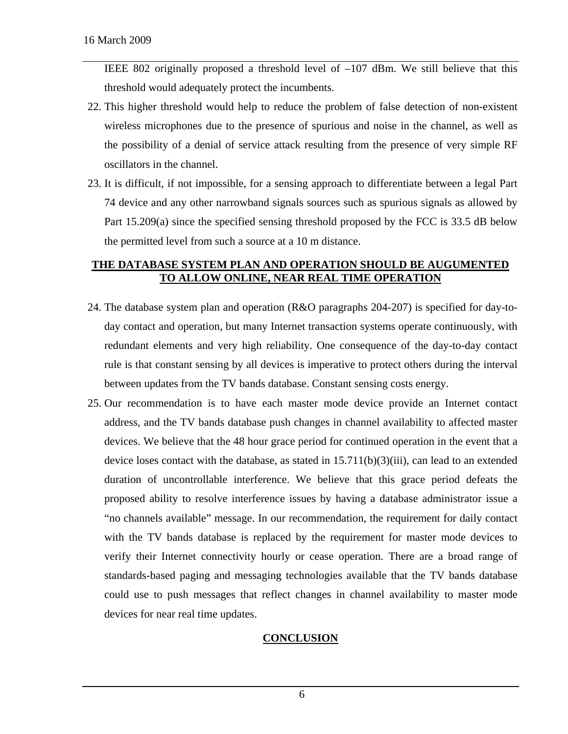IEEE 802 originally proposed a threshold level of –107 dBm. We still believe that this threshold would adequately protect the incumbents.

22. This higher threshold would help to reduce the problem of false detection of non-existent wireless microphones due to the presence of spurious and noise in the channel, as well as the possibility of a denial of service attack resulting from the presence of very simple RF oscillators in the channel.

23. It is difficult, if not impossible, for a sensing approach to differentiate between a legal Part 74 device and any other narrowband signals sources such as spurious signals as allowed by Part 15.209(a) since the specified sensing threshold proposed by the FCC is 33.5 dB below the permitted level from such a source at a 10 m distance.

## THE DATABASE SYSTEM PLAN AND OPERATION SHOULD BE AUGUMENTED TO ALLOW ONLINE, NEAR REAL TIME OPERATION

24. The database system plan and operation (R&O paragraphs 204-207) is specified for day-to-day contact and operation, but many Internet transaction systems operate continuously, with redundant elements and very high reliability. One consequence of the day-to-day contact rule is that constant sensing by all devices is imperative to protect others during the interval between updates from the TV bands database. Constant sensing costs energy.

25. Our recommendation is to have each master mode device provide an Internet contact address, and the TV bands database push changes in channel availability to affected master devices. We believe that the 48 hour grace period for continued operation in the event that a device loses contact with the database, as stated in 15.711(b)(3)(iii), can lead to an extended duration of uncontrollable interference. We believe that this grace period defeats the proposed ability to resolve interference issues by having a database administrator issue a "no channels available" message. In our recommendation, the requirement for daily contact with the TV bands database is replaced by the requirement for master mode devices to verify their Internet connectivity hourly or cease operation. There are a broad range of standards-based paging and messaging technologies available that the TV bands database could use to push messages that reflect changes in channel availability to master mode devices for near real time updates.

## CONCLUSION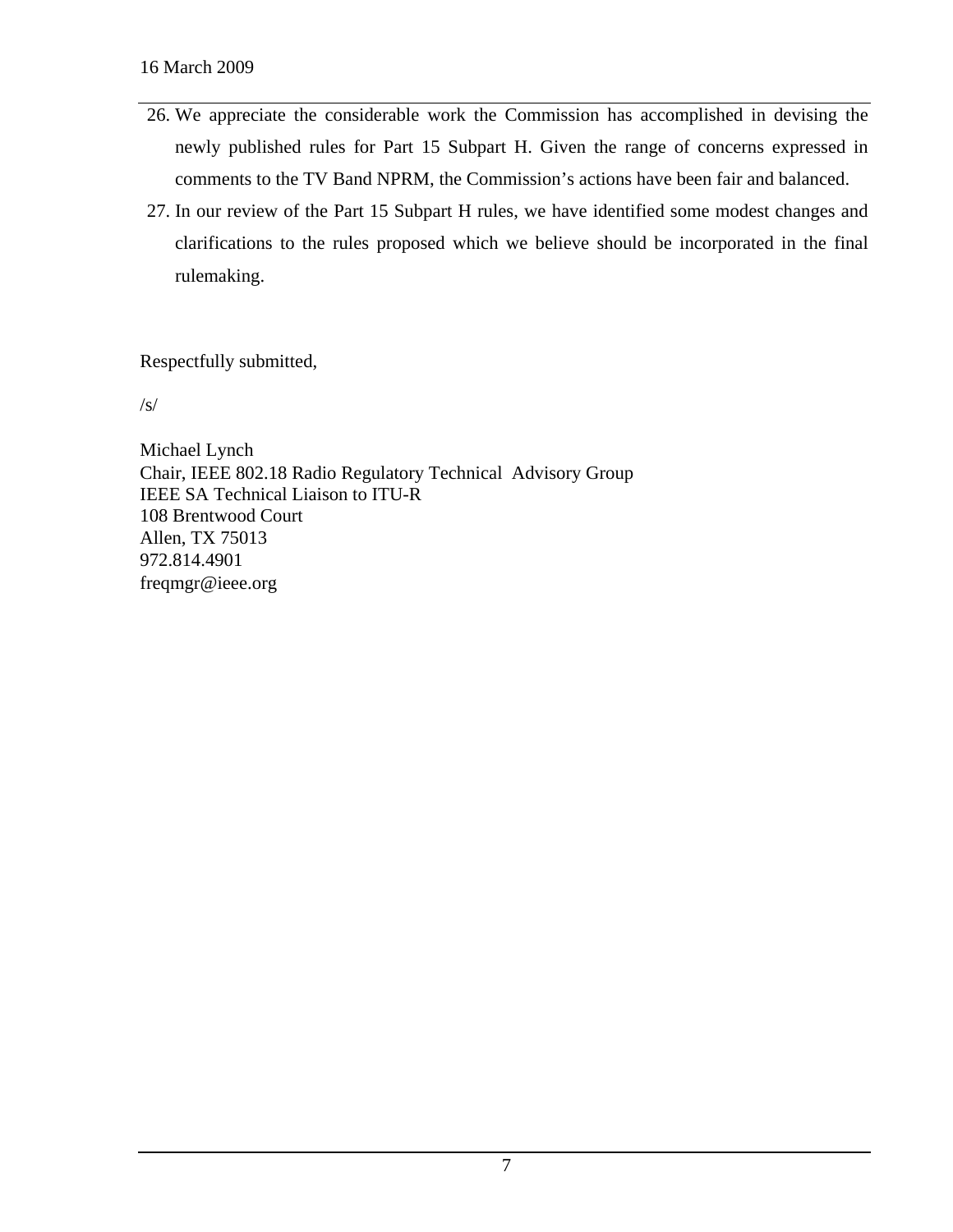26. We appreciate the considerable work the Commission has accomplished in devising the newly published rules for Part 15 Subpart H. Given the range of concerns expressed in comments to the TV Band NPRM, the Commission's actions have been fair and balanced.
27. In our review of the Part 15 Subpart H rules, we have identified some modest changes and clarifications to the rules proposed which we believe should be incorporated in the final rulemaking.

Respectfully submitted,

/s/

Michael Lynch
Chair, IEEE 802.18 Radio Regulatory Technical Advisory Group
IEEE SA Technical Liaison to ITU-R
108 Brentwood Court
Allen, TX 75013
972.814.4901
freqmgr@ieee.org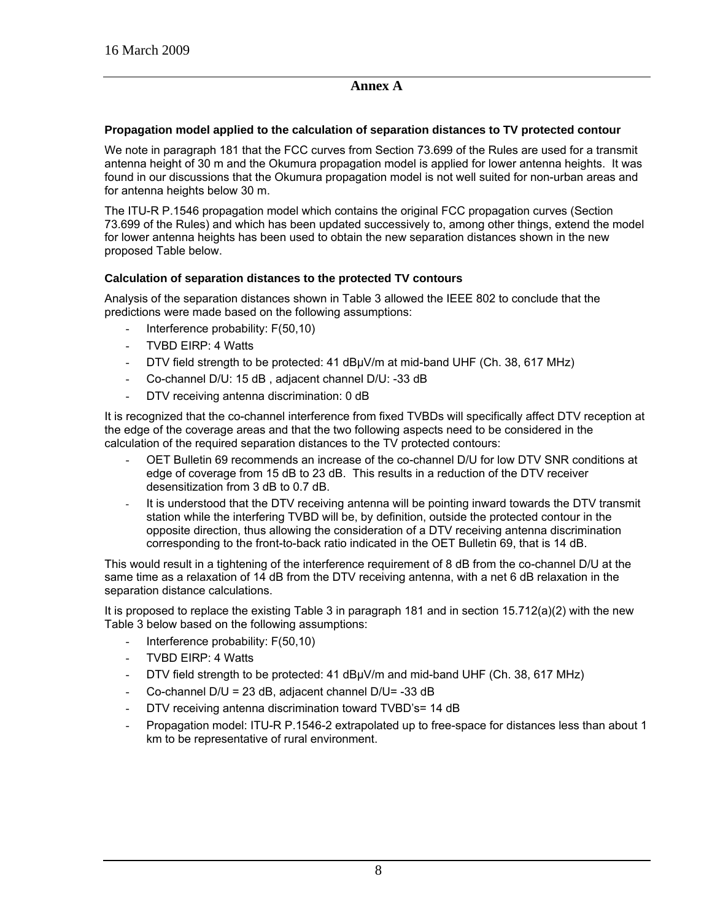# Annex A

### Propagation model applied to the calculation of separation distances to TV protected contour

We note in paragraph 181 that the FCC curves from Section 73.699 of the Rules are used for a transmit antenna height of 30 m and the Okumura propagation model is applied for lower antenna heights. It was found in our discussions that the Okumura propagation model is not well suited for non-urban areas and for antenna heights below 30 m.

The ITU-R P.1546 propagation model which contains the original FCC propagation curves (Section 73.699 of the Rules) and which has been updated successively to, among other things, extend the model for lower antenna heights has been used to obtain the new separation distances shown in the new proposed Table below.

### Calculation of separation distances to the protected TV contours

Analysis of the separation distances shown in Table 3 allowed the IEEE 802 to conclude that the predictions were made based on the following assumptions:

- Interference probability: F(50,10)
- TVBD EIRP: 4 Watts
- DTV field strength to be protected: 41 dBμV/m at mid-band UHF (Ch. 38, 617 MHz)
- Co-channel D/U: 15 dB , adjacent channel D/U: -33 dB
- DTV receiving antenna discrimination: 0 dB

It is recognized that the co-channel interference from fixed TVBDs will specifically affect DTV reception at the edge of the coverage areas and that the two following aspects need to be considered in the calculation of the required separation distances to the TV protected contours:

- OET Bulletin 69 recommends an increase of the co-channel D/U for low DTV SNR conditions at edge of coverage from 15 dB to 23 dB. This results in a reduction of the DTV receiver desensitization from 3 dB to 0.7 dB.
- It is understood that the DTV receiving antenna will be pointing inward towards the DTV transmit station while the interfering TVBD will be, by definition, outside the protected contour in the opposite direction, thus allowing the consideration of a DTV receiving antenna discrimination corresponding to the front-to-back ratio indicated in the OET Bulletin 69, that is 14 dB.

This would result in a tightening of the interference requirement of 8 dB from the co-channel D/U at the same time as a relaxation of 14 dB from the DTV receiving antenna, with a net 6 dB relaxation in the separation distance calculations.

It is proposed to replace the existing Table 3 in paragraph 181 and in section 15.712(a)(2) with the new Table 3 below based on the following assumptions:

- Interference probability: F(50,10)
- TVBD EIRP: 4 Watts
- DTV field strength to be protected: 41 dBμV/m and mid-band UHF (Ch. 38, 617 MHz)
- Co-channel D/U = 23 dB, adjacent channel D/U= -33 dB
- DTV receiving antenna discrimination toward TVBD's= 14 dB
- Propagation model: ITU-R P.1546-2 extrapolated up to free-space for distances less than about 1 km to be representative of rural environment.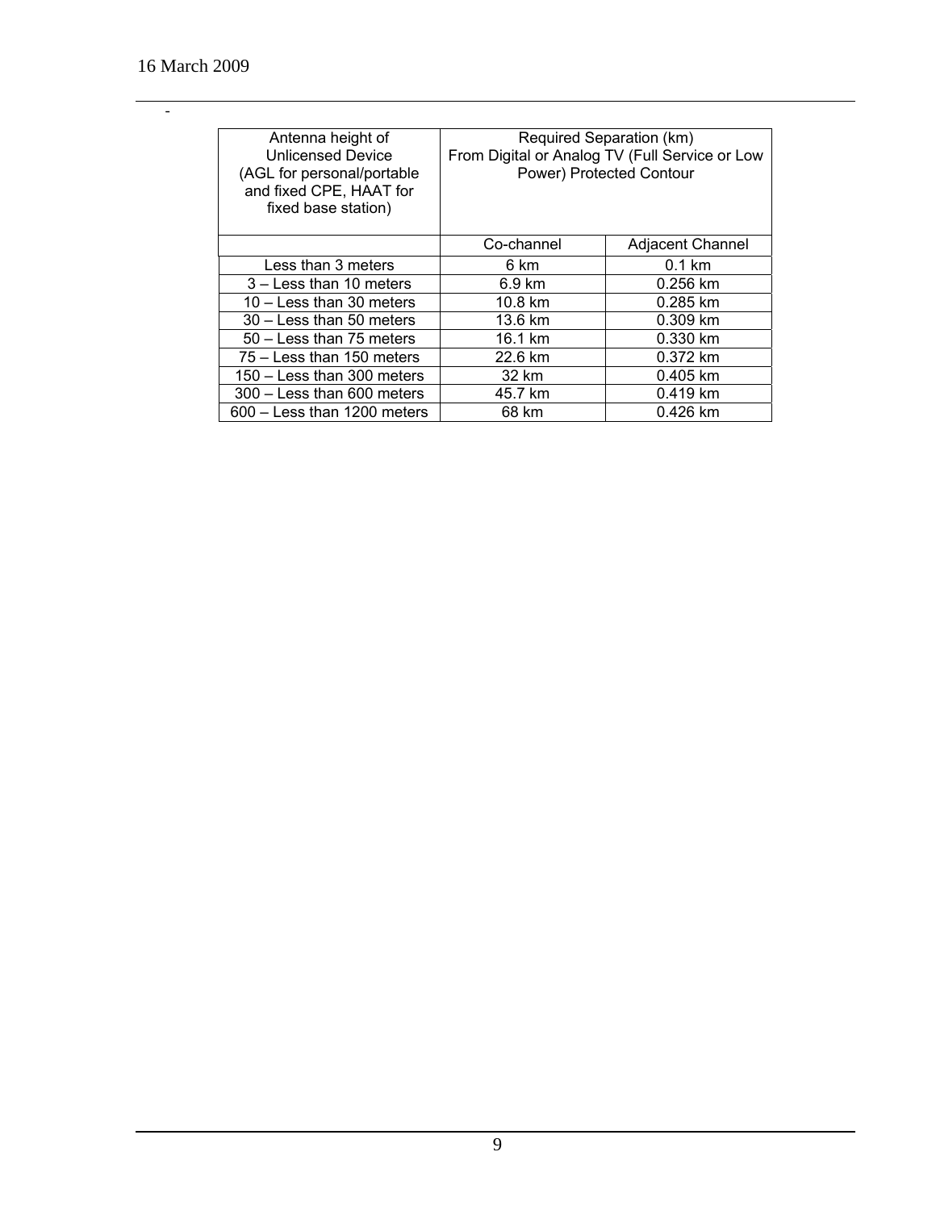| Antenna height of Unlicensed Device (AGL for personal/portable and fixed CPE, HAAT for fixed base station) | Required Separation (km) From Digital or Analog TV (Full Service or Low Power) Protected Contour | |
|---|---|---|
| | Co-channel | Adjacent Channel |
| Less than 3 meters | 6 km | 0.1 km |
| 3 – Less than 10 meters | 6.9 km | 0.256 km |
| 10 – Less than 30 meters | 10.8 km | 0.285 km |
| 30 – Less than 50 meters | 13.6 km | 0.309 km |
| 50 – Less than 75 meters | 16.1 km | 0.330 km |
| 75 – Less than 150 meters | 22.6 km | 0.372 km |
| 150 – Less than 300 meters | 32 km | 0.405 km |
| 300 – Less than 600 meters | 45.7 km | 0.419 km |
| 600 – Less than 1200 meters | 68 km | 0.426 km |